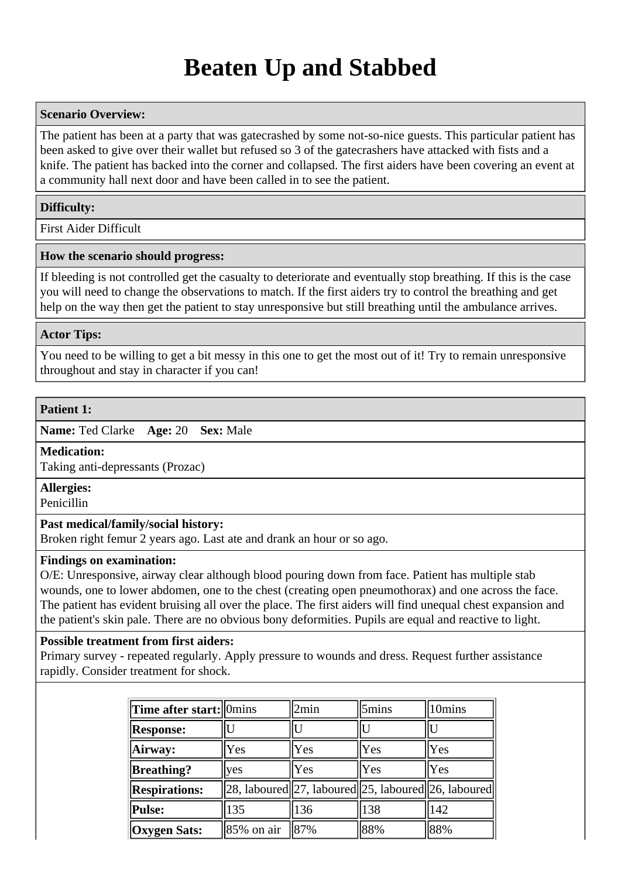# Beaten Up and Stabbed

**Scenario Overview:**

The patient has been at a party that was gatecrashed by some not-so-nice guests. This particular patient has been asked to give over their wallet but refused so 3 of the gatecrashers have attacked with fists and a knife. The patient has backed into the corner and collapsed. The first aiders have been covering an event at a community hall next door and have been called in to see the patient.

**Difficulty:**

First Aider Difficult

**How the scenario should progress:**

If bleeding is not controlled get the casualty to deteriorate and eventually stop breathing. If this is the case you will need to change the observations to match. If the first aiders try to control the breathing and get help on the way then get the patient to stay unresponsive but still breathing until the ambulance arrives.

**Actor Tips:**

You need to be willing to get a bit messy in this one to get the most out of it! Try to remain unresponsive throughout and stay in character if you can!

**Patient 1:**

**Name:** Ted Clarke **Age:** 20 **Sex:** Male

**Medication:**
Taking anti-depressants (Prozac)

**Allergies:**
Penicillin

**Past medical/family/social history:**
Broken right femur 2 years ago. Last ate and drank an hour or so ago.

**Findings on examination:**
O/E: Unresponsive, airway clear although blood pouring down from face. Patient has multiple stab wounds, one to lower abdomen, one to the chest (creating open pneumothorax) and one across the face. The patient has evident bruising all over the place. The first aiders will find unequal chest expansion and the patient's skin pale. There are no obvious bony deformities. Pupils are equal and reactive to light.

**Possible treatment from first aiders:**
Primary survey - repeated regularly. Apply pressure to wounds and dress. Request further assistance rapidly. Consider treatment for shock.

| Time after start: | 0mins | 2min | 5mins | 10mins |
|---|---|---|---|---|
| Response: | U | U | U | U |
| Airway: | Yes | Yes | Yes | Yes |
| Breathing? | yes | Yes | Yes | Yes |
| Respirations: | 28, laboured | 27, laboured | 25, laboured | 26, laboured |
| Pulse: | 135 | 136 | 138 | 142 |
| Oxygen Sats: | 85% on air | 87% | 88% | 88% |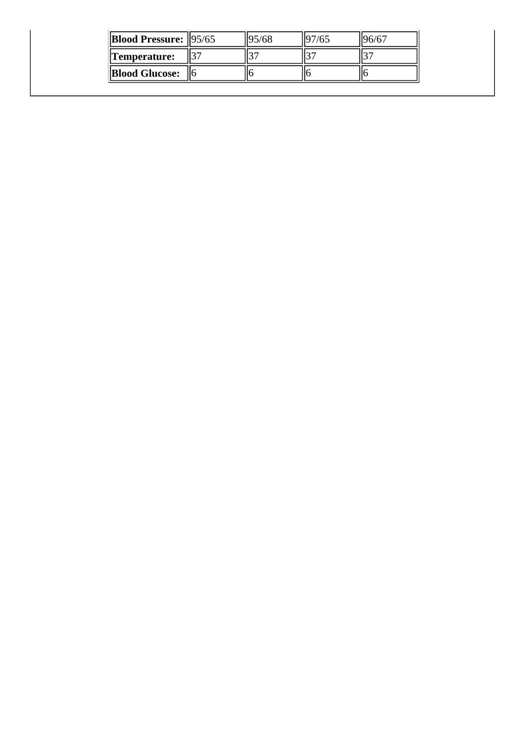| | | | | |
|---|---|---|---|---|
| **Blood Pressure:** | 95/65 | 95/68 | 97/65 | 96/67 |
| **Temperature:** | 37 | 37 | 37 | 37 |
| **Blood Glucose:** | 6 | 6 | 6 | 6 |